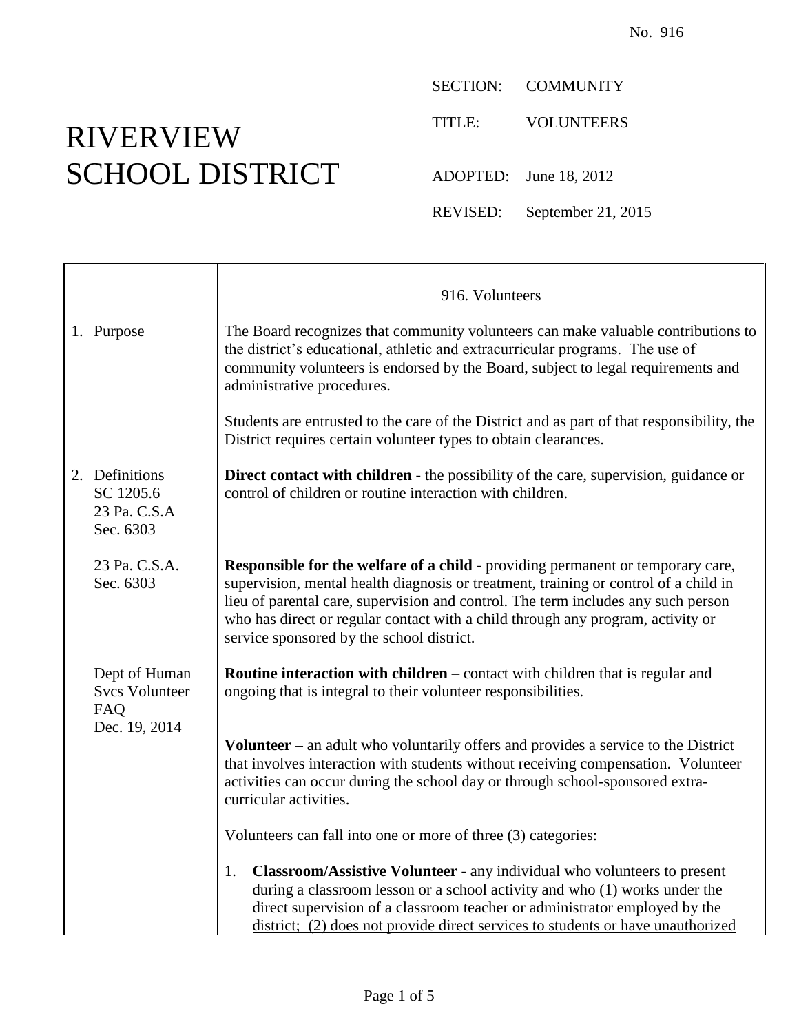No. 916

# RIVERVIEW SCHOOL DISTRICT

SECTION: COMMUNITY

TITLE: VOLUNTEERS

ADOPTED: June 18, 2012

REVISED: September 21, 2015

## 916. Volunteers

**1. Purpose**

The Board recognizes that community volunteers can make valuable contributions to the district's educational, athletic and extracurricular programs. The use of community volunteers is endorsed by the Board, subject to legal requirements and administrative procedures.

Students are entrusted to the care of the District and as part of that responsibility, the District requires certain volunteer types to obtain clearances.

**2. Definitions**
SC 1205.6
23 Pa. C.S.A Sec. 6303

**Direct contact with children** - the possibility of the care, supervision, guidance or control of children or routine interaction with children.

23 Pa. C.S.A. Sec. 6303

**Responsible for the welfare of a child** - providing permanent or temporary care, supervision, mental health diagnosis or treatment, training or control of a child in lieu of parental care, supervision and control. The term includes any such person who has direct or regular contact with a child through any program, activity or service sponsored by the school district.

Dept of Human Svcs Volunteer FAQ
Dec. 19, 2014

**Routine interaction with children** – contact with children that is regular and ongoing that is integral to their volunteer responsibilities.

**Volunteer –** an adult who voluntarily offers and provides a service to the District that involves interaction with students without receiving compensation. Volunteer activities can occur during the school day or through school-sponsored extra-curricular activities.

Volunteers can fall into one or more of three (3) categories:

1. **Classroom/Assistive Volunteer** - any individual who volunteers to present during a classroom lesson or a school activity and who (1) works under the direct supervision of a classroom teacher or administrator employed by the district; (2) does not provide direct services to students or have unauthorized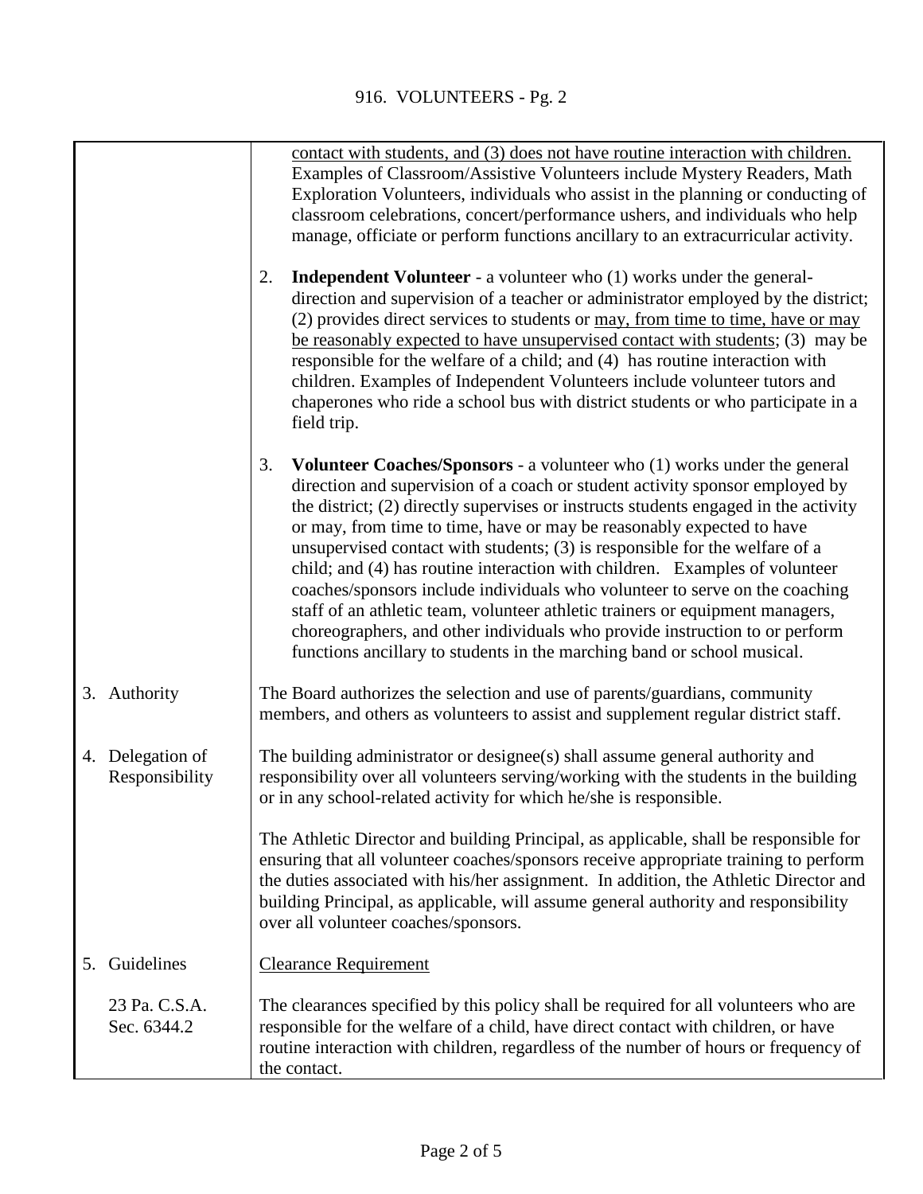contact with students, and (3) does not have routine interaction with children. Examples of Classroom/Assistive Volunteers include Mystery Readers, Math Exploration Volunteers, individuals who assist in the planning or conducting of classroom celebrations, concert/performance ushers, and individuals who help manage, officiate or perform functions ancillary to an extracurricular activity.

2. **Independent Volunteer** - a volunteer who (1) works under the general-direction and supervision of a teacher or administrator employed by the district; (2) provides direct services to students or may, from time to time, have or may be reasonably expected to have unsupervised contact with students; (3) may be responsible for the welfare of a child; and (4) has routine interaction with children. Examples of Independent Volunteers include volunteer tutors and chaperones who ride a school bus with district students or who participate in a field trip.

3. **Volunteer Coaches/Sponsors** - a volunteer who (1) works under the general direction and supervision of a coach or student activity sponsor employed by the district; (2) directly supervises or instructs students engaged in the activity or may, from time to time, have or may be reasonably expected to have unsupervised contact with students; (3) is responsible for the welfare of a child; and (4) has routine interaction with children. Examples of volunteer coaches/sponsors include individuals who volunteer to serve on the coaching staff of an athletic team, volunteer athletic trainers or equipment managers, choreographers, and other individuals who provide instruction to or perform functions ancillary to students in the marching band or school musical.

## 3. Authority

The Board authorizes the selection and use of parents/guardians, community members, and others as volunteers to assist and supplement regular district staff.

## 4. Delegation of Responsibility

The building administrator or designee(s) shall assume general authority and responsibility over all volunteers serving/working with the students in the building or in any school-related activity for which he/she is responsible.

The Athletic Director and building Principal, as applicable, shall be responsible for ensuring that all volunteer coaches/sponsors receive appropriate training to perform the duties associated with his/her assignment. In addition, the Athletic Director and building Principal, as applicable, will assume general authority and responsibility over all volunteer coaches/sponsors.

## 5. Guidelines

Clearance Requirement

23 Pa. C.S.A. Sec. 6344.2

The clearances specified by this policy shall be required for all volunteers who are responsible for the welfare of a child, have direct contact with children, or have routine interaction with children, regardless of the number of hours or frequency of the contact.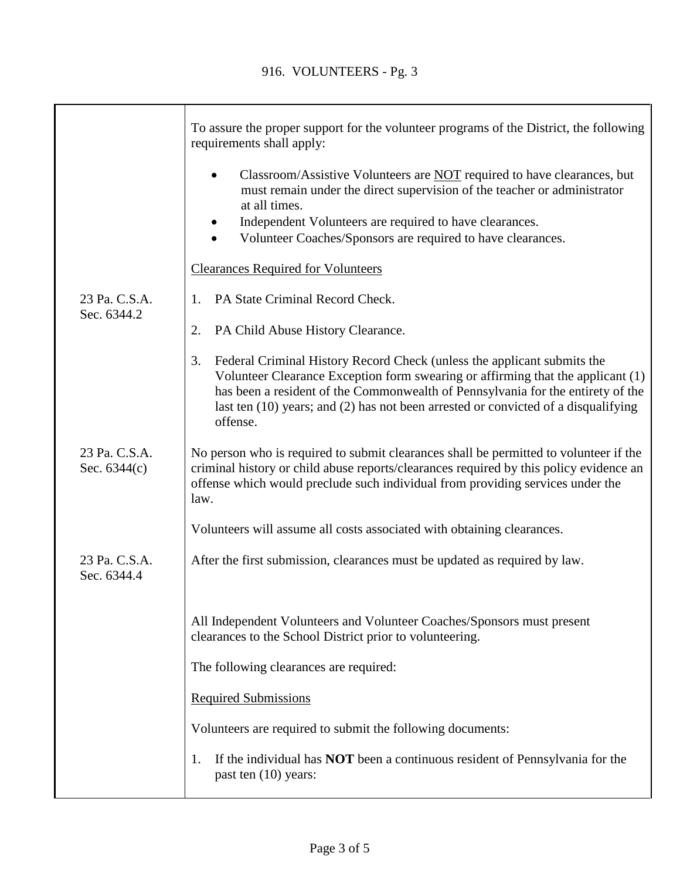To assure the proper support for the volunteer programs of the District, the following requirements shall apply:

- Classroom/Assistive Volunteers are NOT required to have clearances, but must remain under the direct supervision of the teacher or administrator at all times.
- Independent Volunteers are required to have clearances.
- Volunteer Coaches/Sponsors are required to have clearances.

Clearances Required for Volunteers

23 Pa. C.S.A. Sec. 6344.2

1. PA State Criminal Record Check.
2. PA Child Abuse History Clearance.
3. Federal Criminal History Record Check (unless the applicant submits the Volunteer Clearance Exception form swearing or affirming that the applicant (1) has been a resident of the Commonwealth of Pennsylvania for the entirety of the last ten (10) years; and (2) has not been arrested or convicted of a disqualifying offense.

23 Pa. C.S.A. Sec. 6344(c)

No person who is required to submit clearances shall be permitted to volunteer if the criminal history or child abuse reports/clearances required by this policy evidence an offense which would preclude such individual from providing services under the law.

Volunteers will assume all costs associated with obtaining clearances.

23 Pa. C.S.A. Sec. 6344.4

After the first submission, clearances must be updated as required by law.

All Independent Volunteers and Volunteer Coaches/Sponsors must present clearances to the School District prior to volunteering.

The following clearances are required:

Required Submissions

Volunteers are required to submit the following documents:

1. If the individual has **NOT** been a continuous resident of Pennsylvania for the past ten (10) years: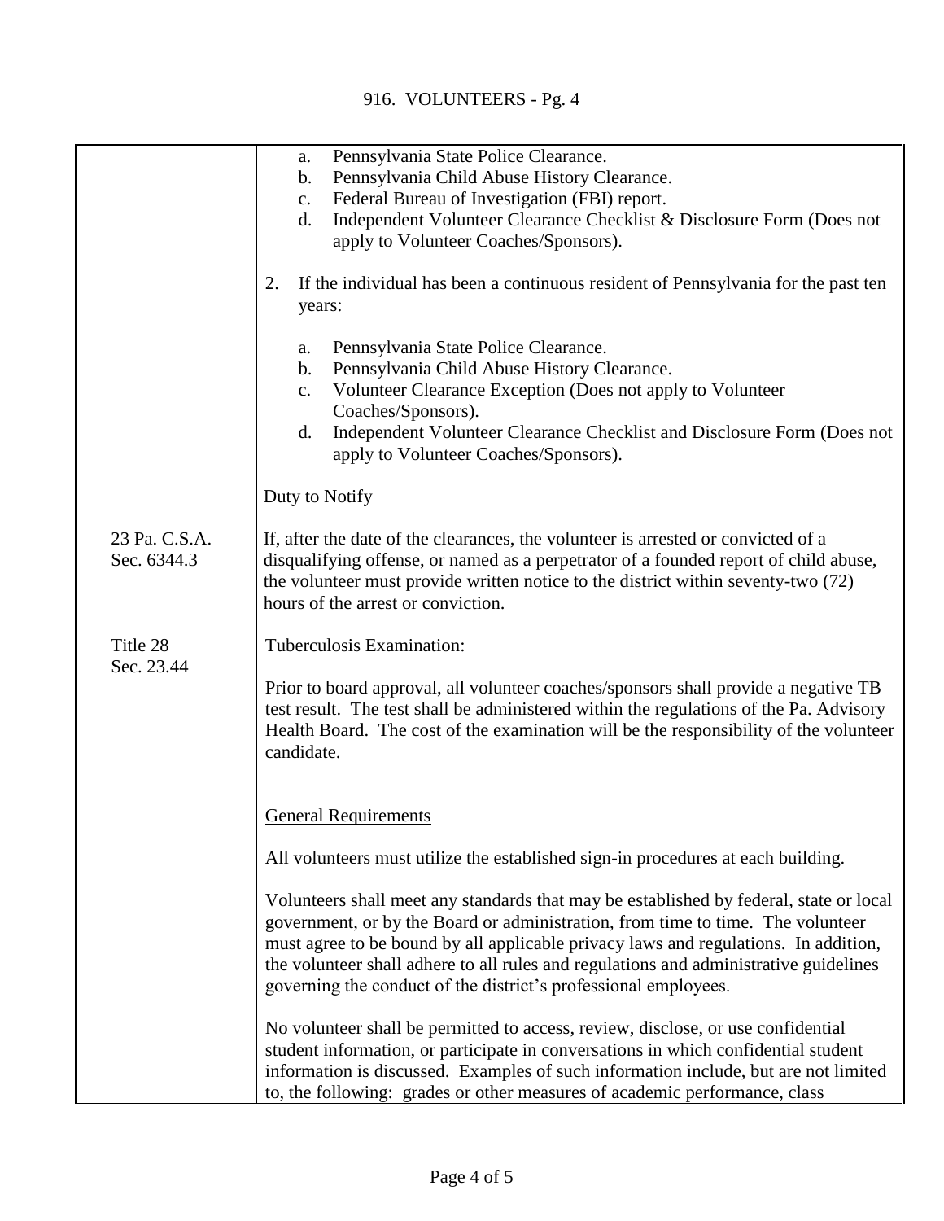a. Pennsylvania State Police Clearance.
b. Pennsylvania Child Abuse History Clearance.
c. Federal Bureau of Investigation (FBI) report.
d. Independent Volunteer Clearance Checklist & Disclosure Form (Does not apply to Volunteer Coaches/Sponsors).

2. If the individual has been a continuous resident of Pennsylvania for the past ten years:

   a. Pennsylvania State Police Clearance.
   b. Pennsylvania Child Abuse History Clearance.
   c. Volunteer Clearance Exception (Does not apply to Volunteer Coaches/Sponsors).
   d. Independent Volunteer Clearance Checklist and Disclosure Form (Does not apply to Volunteer Coaches/Sponsors).

Duty to Notify

23 Pa. C.S.A. Sec. 6344.3

If, after the date of the clearances, the volunteer is arrested or convicted of a disqualifying offense, or named as a perpetrator of a founded report of child abuse, the volunteer must provide written notice to the district within seventy-two (72) hours of the arrest or conviction.

Title 28 Sec. 23.44

Tuberculosis Examination:

Prior to board approval, all volunteer coaches/sponsors shall provide a negative TB test result. The test shall be administered within the regulations of the Pa. Advisory Health Board. The cost of the examination will be the responsibility of the volunteer candidate.

General Requirements

All volunteers must utilize the established sign-in procedures at each building.

Volunteers shall meet any standards that may be established by federal, state or local government, or by the Board or administration, from time to time. The volunteer must agree to be bound by all applicable privacy laws and regulations. In addition, the volunteer shall adhere to all rules and regulations and administrative guidelines governing the conduct of the district's professional employees.

No volunteer shall be permitted to access, review, disclose, or use confidential student information, or participate in conversations in which confidential student information is discussed. Examples of such information include, but are not limited to, the following: grades or other measures of academic performance, class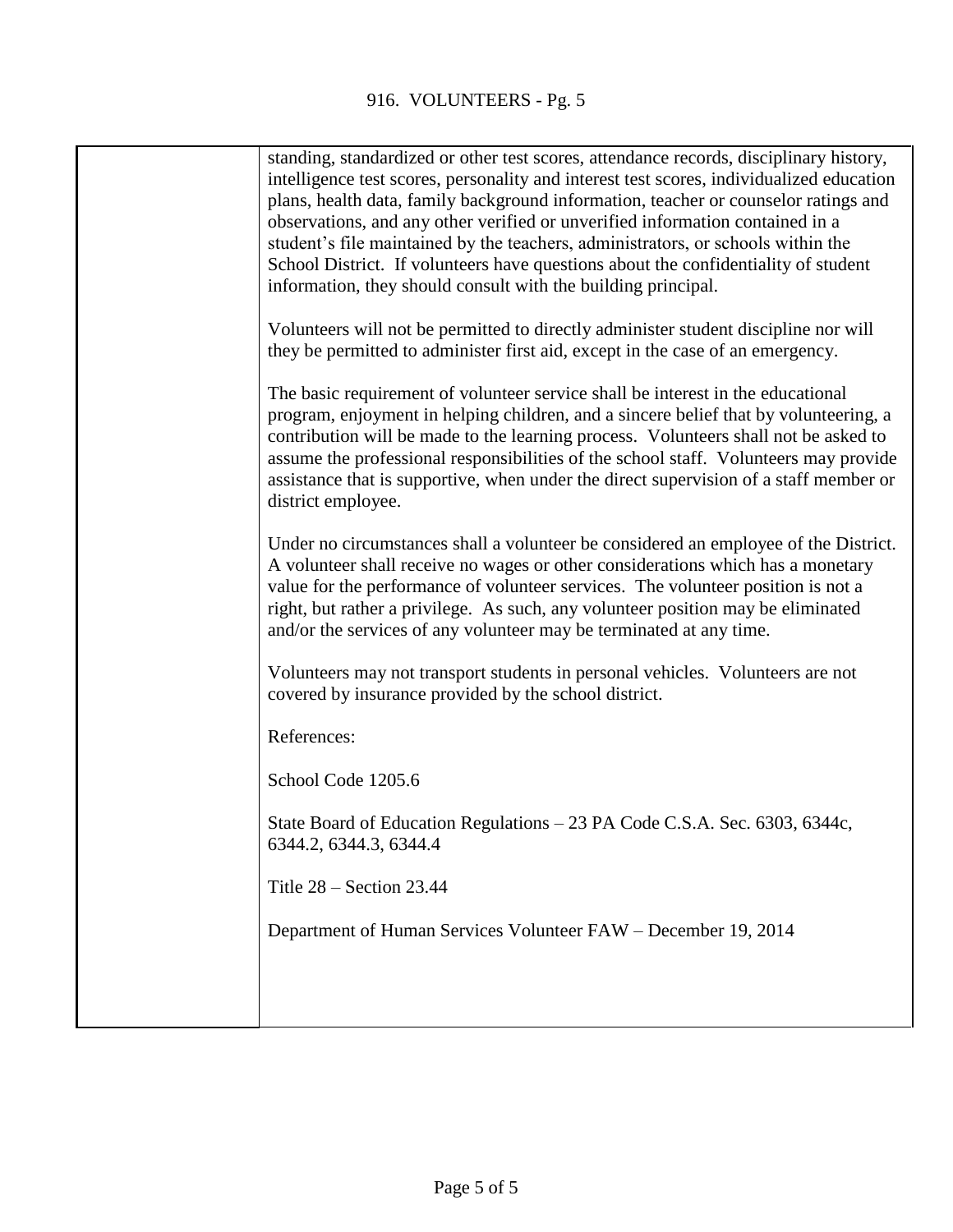standing, standardized or other test scores, attendance records, disciplinary history, intelligence test scores, personality and interest test scores, individualized education plans, health data, family background information, teacher or counselor ratings and observations, and any other verified or unverified information contained in a student's file maintained by the teachers, administrators, or schools within the School District. If volunteers have questions about the confidentiality of student information, they should consult with the building principal.

Volunteers will not be permitted to directly administer student discipline nor will they be permitted to administer first aid, except in the case of an emergency.

The basic requirement of volunteer service shall be interest in the educational program, enjoyment in helping children, and a sincere belief that by volunteering, a contribution will be made to the learning process. Volunteers shall not be asked to assume the professional responsibilities of the school staff. Volunteers may provide assistance that is supportive, when under the direct supervision of a staff member or district employee.

Under no circumstances shall a volunteer be considered an employee of the District. A volunteer shall receive no wages or other considerations which has a monetary value for the performance of volunteer services. The volunteer position is not a right, but rather a privilege. As such, any volunteer position may be eliminated and/or the services of any volunteer may be terminated at any time.

Volunteers may not transport students in personal vehicles. Volunteers are not covered by insurance provided by the school district.

References:

School Code 1205.6

State Board of Education Regulations – 23 PA Code C.S.A. Sec. 6303, 6344c, 6344.2, 6344.3, 6344.4

Title 28 – Section 23.44

Department of Human Services Volunteer FAW – December 19, 2014